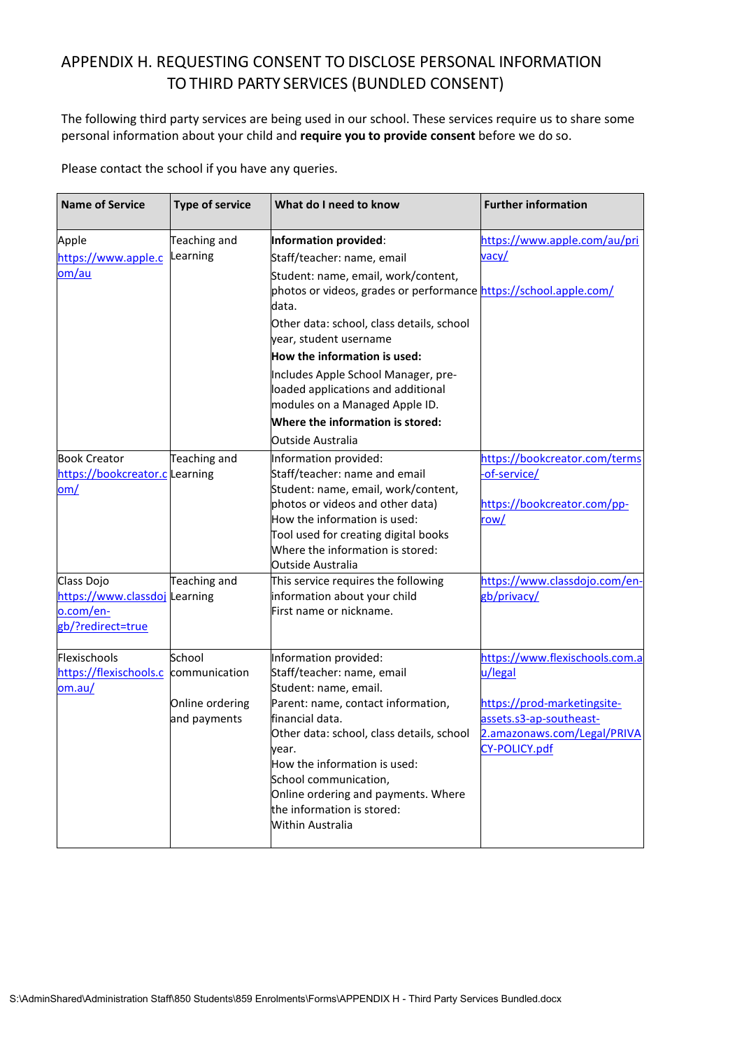# APPENDIX H. REQUESTING CONSENT TO DISCLOSE PERSONAL INFORMATION TO THIRD PARTY SERVICES (BUNDLED CONSENT)

The following third party services are being used in our school. These services require us to share some personal information about your child and **require you to provide consent** before we do so.

Please contact the school if you have any queries.

| Name of Service | Type of service | What do I need to know | Further information |
|---|---|---|---|
| Apple<br>https://www.apple.com/au | Teaching and Learning | **Information provided**:<br>Staff/teacher: name, email<br>Student: name, email, work/content, photos or videos, grades or performance data.<br>Other data: school, class details, school year, student username<br>**How the information is used:**<br>Includes Apple School Manager, pre-loaded applications and additional modules on a Managed Apple ID.<br>**Where the information is stored:**<br>Outside Australia | https://www.apple.com/au/privacy/<br><br>https://school.apple.com/ |
| Book Creator<br>https://bookcreator.com/ | Teaching and Learning | Information provided:<br>Staff/teacher: name and email<br>Student: name, email, work/content, photos or videos and other data)<br>How the information is used:<br>Tool used for creating digital books<br>Where the information is stored:<br>Outside Australia | https://bookcreator.com/terms-of-service/<br><br>https://bookcreator.com/pp-row/ |
| Class Dojo<br>https://www.classdojo.com/en-gb/?redirect=true | Teaching and Learning | This service requires the following information about your child<br>First name or nickname. | https://www.classdojo.com/en-gb/privacy/ |
| Flexischools<br>https://flexischools.com.au/ | School communication<br><br>Online ordering and payments | Information provided:<br>Staff/teacher: name, email<br>Student: name, email.<br>Parent: name, contact information, financial data.<br>Other data: school, class details, school year.<br>How the information is used:<br>School communication,<br>Online ordering and payments. Where the information is stored:<br>Within Australia | https://www.flexischools.com.au/legal<br><br>https://prod-marketingsite-assets.s3-ap-southeast-2.amazonaws.com/Legal/PRIVACY-POLICY.pdf |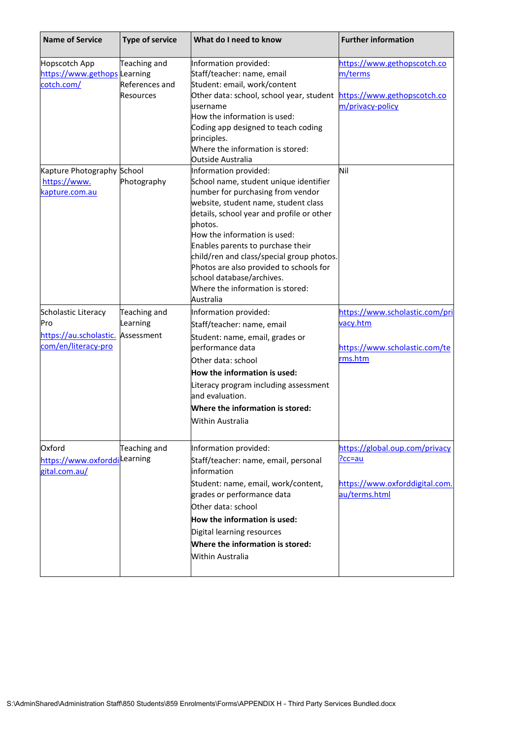| Name of Service | Type of service | What do I need to know | Further information |
|---|---|---|---|
| Hopscotch App<br>https://www.gethopscotch.com/ | Teaching and Learning References and Resources | Information provided:<br>Staff/teacher: name, email<br>Student: email, work/content<br>Other data: school, school year, student username<br>How the information is used:<br>Coding app designed to teach coding principles.<br>Where the information is stored:<br>Outside Australia | https://www.gethopscotch.com/terms<br><br>https://www.gethopscotch.com/privacy-policy |
| Kapture Photography<br>https://www.kapture.com.au | School Photography | Information provided:<br>School name, student unique identifier number for purchasing from vendor website, student name, student class details, school year and profile or other photos.<br>How the information is used:<br>Enables parents to purchase their child/ren and class/special group photos. Photos are also provided to schools for school database/archives.<br>Where the information is stored:<br>Australia | Nil |
| Scholastic Literacy Pro<br>https://au.scholastic.com/en/literacy-pro | Teaching and Learning Assessment | Information provided:<br>Staff/teacher: name, email<br>Student: name, email, grades or performance data<br>Other data: school<br>**How the information is used:**<br>Literacy program including assessment and evaluation.<br>**Where the information is stored:**<br>Within Australia | https://www.scholastic.com/privacy.htm<br><br>https://www.scholastic.com/terms.htm |
| Oxford<br>https://www.oxforddigital.com.au/ | Teaching and Learning | Information provided:<br>Staff/teacher: name, email, personal information<br>Student: name, email, work/content, grades or performance data<br>Other data: school<br>**How the information is used:**<br>Digital learning resources<br>**Where the information is stored:**<br>Within Australia | https://global.oup.com/privacy?cc=au<br><br>https://www.oxforddigital.com.au/terms.html |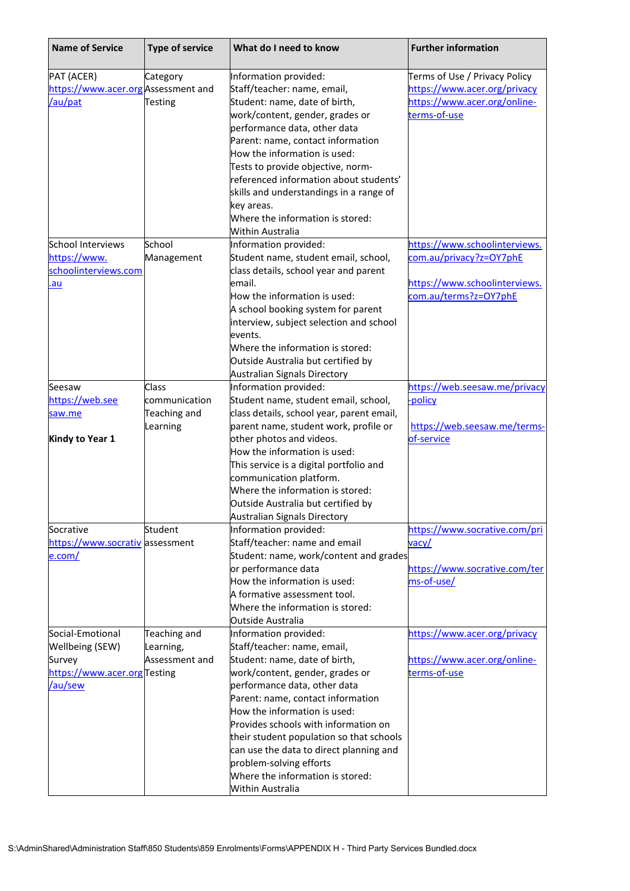| Name of Service | Type of service | What do I need to know | Further information |
|---|---|---|---|
| PAT (ACER)<br>https://www.acer.org/au/pat | Category<br>Assessment and Testing | Information provided:<br>Staff/teacher: name, email,<br>Student: name, date of birth, work/content, gender, grades or performance data, other data<br>Parent: name, contact information<br>How the information is used:<br>Tests to provide objective, norm-referenced information about students' skills and understandings in a range of key areas.<br>Where the information is stored:<br>Within Australia | Terms of Use / Privacy Policy<br>https://www.acer.org/privacy<br>https://www.acer.org/online-terms-of-use |
| School Interviews<br>https://www.schoolinterviews.com.au | School Management | Information provided:<br>Student name, student email, school, class details, school year and parent email.<br>How the information is used:<br>A school booking system for parent interview, subject selection and school events.<br>Where the information is stored:<br>Outside Australia but certified by Australian Signals Directory | https://www.schoolinterviews.com.au/privacy?z=OY7phE<br><br>https://www.schoolinterviews.com.au/terms?z=OY7phE |
| Seesaw<br>https://web.seesaw.me<br><br>**Kindy to Year 1** | Class communication<br>Teaching and Learning | Information provided:<br>Student name, student email, school, class details, school year, parent email, parent name, student work, profile or other photos and videos.<br>How the information is used:<br>This service is a digital portfolio and communication platform.<br>Where the information is stored:<br>Outside Australia but certified by Australian Signals Directory | https://web.seesaw.me/privacy-policy<br><br>https://web.seesaw.me/terms-of-service |
| Socrative<br>https://www.socrative.com/ | Student assessment | Information provided:<br>Staff/teacher: name and email<br>Student: name, work/content and grades or performance data<br>How the information is used:<br>A formative assessment tool.<br>Where the information is stored:<br>Outside Australia | https://www.socrative.com/privacy/<br><br>https://www.socrative.com/terms-of-use/ |
| Social-Emotional Wellbeing (SEW) Survey<br>https://www.acer.org/au/sew | Teaching and Learning,<br>Assessment and Testing | Information provided:<br>Staff/teacher: name, email,<br>Student: name, date of birth, work/content, gender, grades or performance data, other data<br>Parent: name, contact information<br>How the information is used:<br>Provides schools with information on their student population so that schools can use the data to direct planning and problem-solving efforts<br>Where the information is stored:<br>Within Australia | https://www.acer.org/privacy<br><br>https://www.acer.org/online-terms-of-use |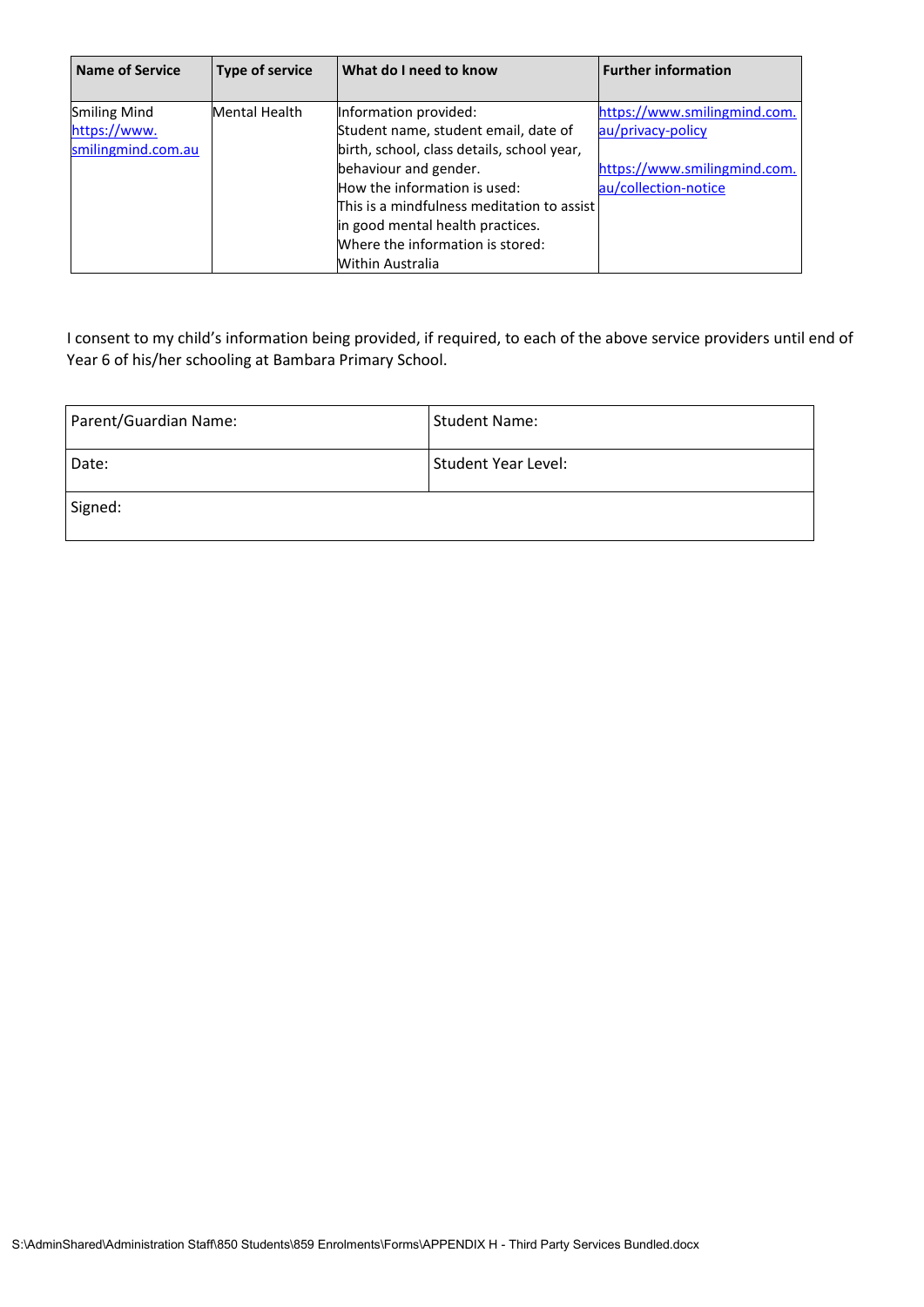| Name of Service | Type of service | What do I need to know | Further information |
|---|---|---|---|
| Smiling Mind https://www.smilingmind.com.au | Mental Health | Information provided: Student name, student email, date of birth, school, class details, school year, behaviour and gender. How the information is used: This is a mindfulness meditation to assist in good mental health practices. Where the information is stored: Within Australia | https://www.smilingmind.com.au/privacy-policy https://www.smilingmind.com.au/collection-notice |

I consent to my child's information being provided, if required, to each of the above service providers until end of Year 6 of his/her schooling at Bambara Primary School.

| | |
|---|---|
| Parent/Guardian Name: | Student Name: |
| Date: | Student Year Level: |
| Signed: | |

S:\AdminShared\Administration Staff\850 Students\859 Enrolments\Forms\APPENDIX H - Third Party Services Bundled.docx